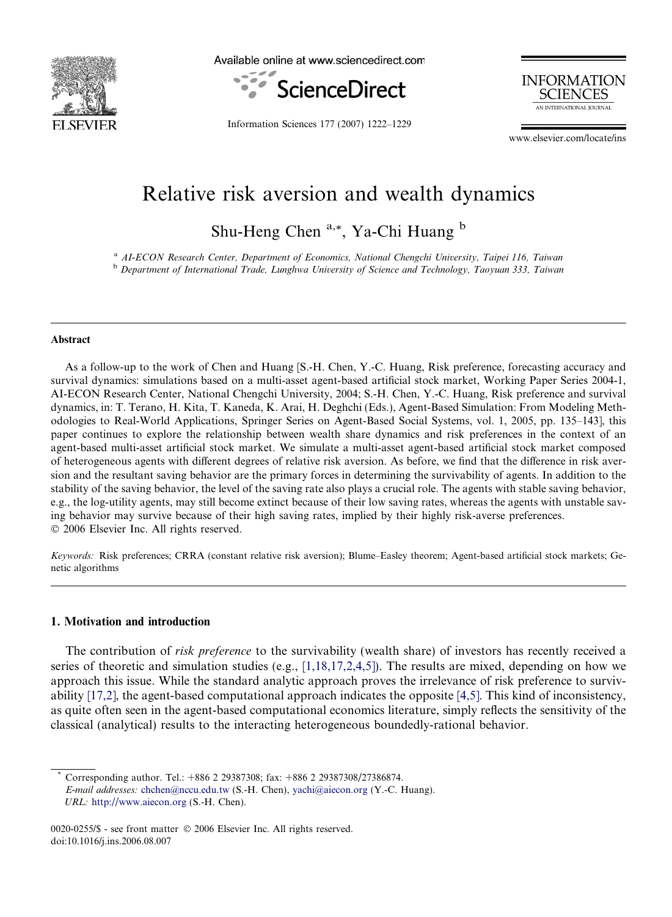# Relative risk aversion and wealth dynamics

Shu-Heng Chen [a,*], Ya-Chi Huang [b]

[a] AI-ECON Research Center, Department of Economics, National Chengchi University, Taipei 116, Taiwan

[b] Department of International Trade, Lunghwa University of Science and Technology, Taoyuan 333, Taiwan

---

## Abstract

As a follow-up to the work of Chen and Huang [S.-H. Chen, Y.-C. Huang, Risk preference, forecasting accuracy and survival dynamics: simulations based on a multi-asset agent-based artificial stock market, Working Paper Series 2004-1, AI-ECON Research Center, National Chengchi University, 2004; S.-H. Chen, Y.-C. Huang, Risk preference and survival dynamics, in: T. Terano, H. Kita, T. Kaneda, K. Arai, H. Deghchi (Eds.), Agent-Based Simulation: From Modeling Methodologies to Real-World Applications, Springer Series on Agent-Based Social Systems, vol. 1, 2005, pp. 135–143], this paper continues to explore the relationship between wealth share dynamics and risk preferences in the context of an agent-based multi-asset artificial stock market. We simulate a multi-asset agent-based artificial stock market composed of heterogeneous agents with different degrees of relative risk aversion. As before, we find that the difference in risk aversion and the resultant saving behavior are the primary forces in determining the survivability of agents. In addition to the stability of the saving behavior, the level of the saving rate also plays a crucial role. The agents with stable saving behavior, e.g., the log-utility agents, may still become extinct because of their low saving rates, whereas the agents with unstable saving behavior may survive because of their high saving rates, implied by their highly risk-averse preferences.

© 2006 Elsevier Inc. All rights reserved.

*Keywords:* Risk preferences; CRRA (constant relative risk aversion); Blume–Easley theorem; Agent-based artificial stock markets; Genetic algorithms

---

## 1. Motivation and introduction

The contribution of *risk preference* to the survivability (wealth share) of investors has recently received a series of theoretic and simulation studies (e.g., [1,18,17,2,4,5]). The results are mixed, depending on how we approach this issue. While the standard analytic approach proves the irrelevance of risk preference to survivability [17,2], the agent-based computational approach indicates the opposite [4,5]. This kind of inconsistency, as quite often seen in the agent-based computational economics literature, simply reflects the sensitivity of the classical (analytical) results to the interacting heterogeneous boundedly-rational behavior.

---

\* Corresponding author. Tel.: +886 2 29387308; fax: +886 2 29387308/27386874.
*E-mail addresses:* chchen@nccu.edu.tw (S.-H. Chen), yachi@aiecon.org (Y.-C. Huang).
*URL:* http://www.aiecon.org (S.-H. Chen).

0020-0255/$ - see front matter © 2006 Elsevier Inc. All rights reserved.
doi:10.1016/j.ins.2006.08.007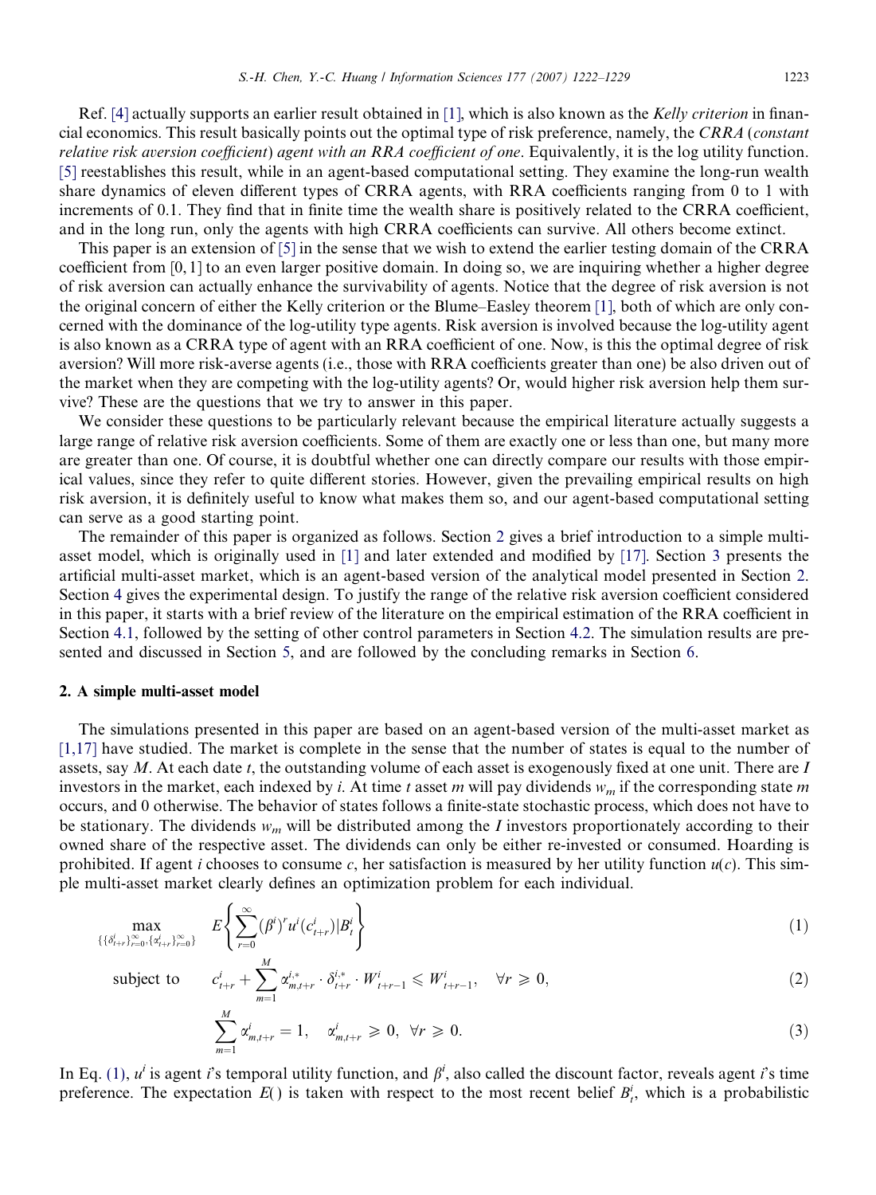Ref. [4] actually supports an earlier result obtained in [1], which is also known as the *Kelly criterion* in financial economics. This result basically points out the optimal type of risk preference, namely, the *CRRA* (*constant relative risk aversion coefficient*) *agent with an RRA coefficient of one*. Equivalently, it is the log utility function. [5] reestablishes this result, while in an agent-based computational setting. They examine the long-run wealth share dynamics of eleven different types of CRRA agents, with RRA coefficients ranging from 0 to 1 with increments of 0.1. They find that in finite time the wealth share is positively related to the CRRA coefficient, and in the long run, only the agents with high CRRA coefficients can survive. All others become extinct.

This paper is an extension of [5] in the sense that we wish to extend the earlier testing domain of the CRRA coefficient from $[0, 1]$ to an even larger positive domain. In doing so, we are inquiring whether a higher degree of risk aversion can actually enhance the survivability of agents. Notice that the degree of risk aversion is not the original concern of either the Kelly criterion or the Blume–Easley theorem [1], both of which are only concerned with the dominance of the log-utility type agents. Risk aversion is involved because the log-utility agent is also known as a CRRA type of agent with an RRA coefficient of one. Now, is this the optimal degree of risk aversion? Will more risk-averse agents (i.e., those with RRA coefficients greater than one) be also driven out of the market when they are competing with the log-utility agents? Or, would higher risk aversion help them survive? These are the questions that we try to answer in this paper.

We consider these questions to be particularly relevant because the empirical literature actually suggests a large range of relative risk aversion coefficients. Some of them are exactly one or less than one, but many more are greater than one. Of course, it is doubtful whether one can directly compare our results with those empirical values, since they refer to quite different stories. However, given the prevailing empirical results on high risk aversion, it is definitely useful to know what makes them so, and our agent-based computational setting can serve as a good starting point.

The remainder of this paper is organized as follows. Section 2 gives a brief introduction to a simple multi-asset model, which is originally used in [1] and later extended and modified by [17]. Section 3 presents the artificial multi-asset market, which is an agent-based version of the analytical model presented in Section 2. Section 4 gives the experimental design. To justify the range of the relative risk aversion coefficient considered in this paper, it starts with a brief review of the literature on the empirical estimation of the RRA coefficient in Section 4.1, followed by the setting of other control parameters in Section 4.2. The simulation results are presented and discussed in Section 5, and are followed by the concluding remarks in Section 6.

## 2. A simple multi-asset model

The simulations presented in this paper are based on an agent-based version of the multi-asset market as [1,17] have studied. The market is complete in the sense that the number of states is equal to the number of assets, say $M$. At each date $t$, the outstanding volume of each asset is exogenously fixed at one unit. There are $I$ investors in the market, each indexed by $i$. At time $t$ asset $m$ will pay dividends $w_m$ if the corresponding state $m$ occurs, and 0 otherwise. The behavior of states follows a finite-state stochastic process, which does not have to be stationary. The dividends $w_m$ will be distributed among the $I$ investors proportionately according to their owned share of the respective asset. The dividends can only be either re-invested or consumed. Hoarding is prohibited. If agent $i$ chooses to consume $c$, her satisfaction is measured by her utility function $u(c)$. This simple multi-asset market clearly defines an optimization problem for each individual.

$$\max_{\{\{\delta^i_{t+r}\}_{r=0}^{\infty},\{\alpha^i_{t+r}\}_{r=0}^{\infty}\}} \quad E\left\{\sum_{r=0}^{\infty}(\beta^i)^r u^i(c^i_{t+r})|B^i_t\right\} \tag{1}$$

$$\text{subject to} \qquad c^i_{t+r} + \sum_{m=1}^{M}\alpha^{i,*}_{m,t+r}\cdot\delta^{i,*}_{t+r}\cdot W^i_{t+r-1} \leqslant W^i_{t+r-1}, \quad \forall r \geqslant 0, \tag{2}$$

$$\sum_{m=1}^{M}\alpha^i_{m,t+r} = 1, \quad \alpha^i_{m,t+r} \geqslant 0, \ \forall r \geqslant 0. \tag{3}$$

In Eq. (1), $u^i$ is agent $i$'s temporal utility function, and $\beta^i$, also called the discount factor, reveals agent $i$'s time preference. The expectation $E()$ is taken with respect to the most recent belief $B^i_t$, which is a probabilistic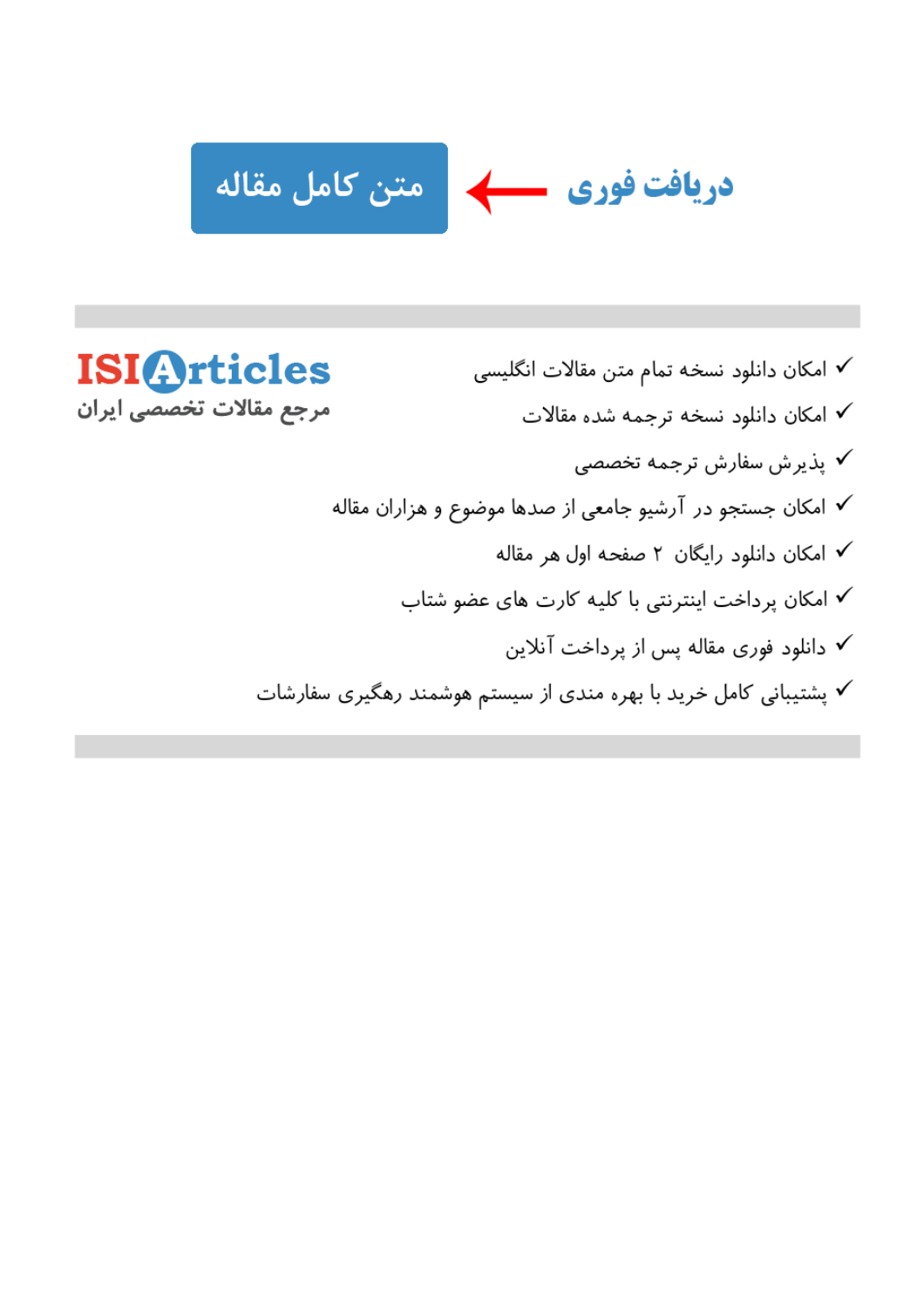دریافت فوری ← **متن کامل مقاله**

**ISIArticles**
مرجع مقالات تخصصی ایران

- ✓ امکان دانلود نسخه تمام متن مقالات انگلیسی
- ✓ امکان دانلود نسخه ترجمه شده مقالات
- ✓ پذیرش سفارش ترجمه تخصصی
- ✓ امکان جستجو در آرشیو جامعی از صدها موضوع و هزاران مقاله
- ✓ امکان دانلود رایگان ۲ صفحه اول هر مقاله
- ✓ امکان پرداخت اینترنتی با کلیه کارت های عضو شتاب
- ✓ دانلود فوری مقاله پس از پرداخت آنلاین
- ✓ پشتیبانی کامل خرید با بهره مندی از سیستم هوشمند رهگیری سفارشات